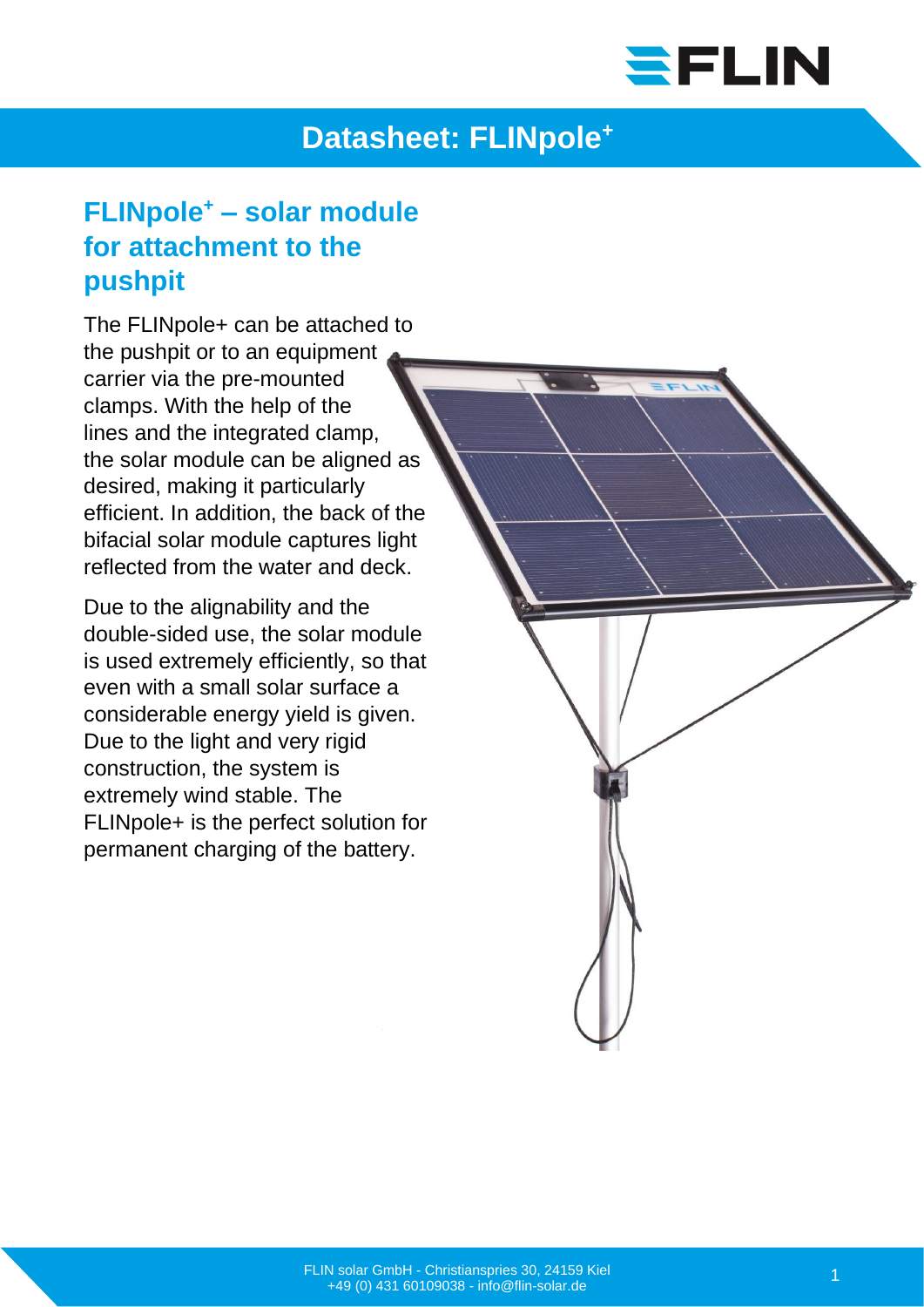# Datasheet: FLINpole+

## FLINpole+ – solar module for attachment to the pushpit

The FLINpole+ can be attached to the pushpit or to an equipment carrier via the pre-mounted clamps. With the help of the lines and the integrated clamp, the solar module can be aligned as desired, making it particularly efficient. In addition, the back of the bifacial solar module captures light reflected from the water and deck.

Due to the alignability and the double-sided use, the solar module is used extremely efficiently, so that even with a small solar surface a considerable energy yield is given. Due to the light and very rigid construction, the system is extremely wind stable. The FLINpole+ is the perfect solution for permanent charging of the battery.

FLIN solar GmbH - Christianspries 30, 24159 Kiel
+49 (0) 431 60109038 - info@flin-solar.de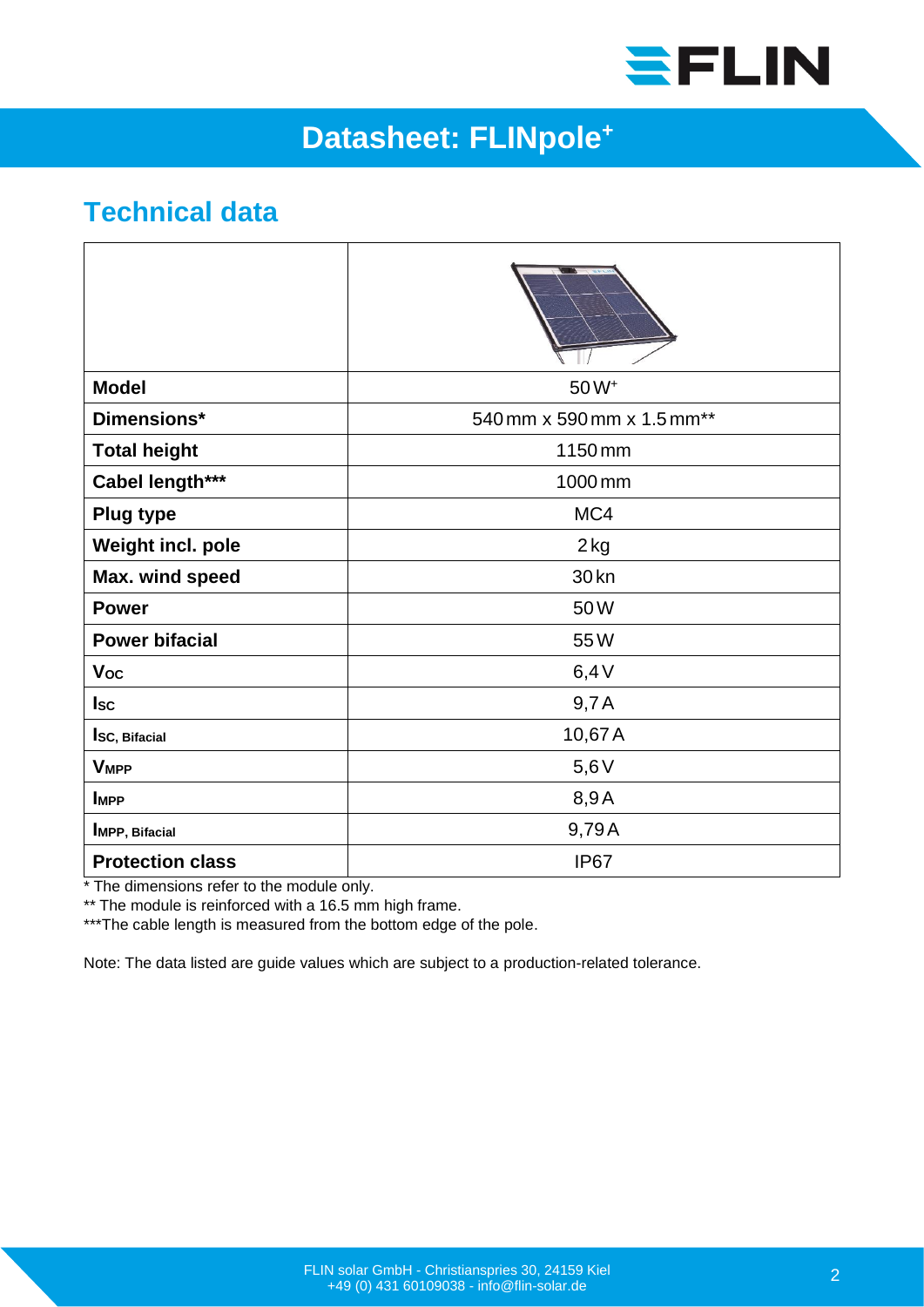# Datasheet: FLINpole+

## Technical data

| | |
|---|---|
| **Model** | 50 W+ |
| **Dimensions*** | 540 mm x 590 mm x 1.5 mm** |
| **Total height** | 1150 mm |
| **Cabel length*** ** | 1000 mm |
| **Plug type** | MC4 |
| **Weight incl. pole** | 2 kg |
| **Max. wind speed** | 30 kn |
| **Power** | 50 W |
| **Power bifacial** | 55 W |
| **$V_{OC}$** | 6,4 V |
| **$I_{SC}$** | 9,7 A |
| **$I_{SC, Bifacial}$** | 10,67 A |
| **$V_{MPP}$** | 5,6 V |
| **$I_{MPP}$** | 8,9 A |
| **$I_{MPP, Bifacial}$** | 9,79 A |
| **Protection class** | IP67 |

* The dimensions refer to the module only.

** The module is reinforced with a 16.5 mm high frame.

***The cable length is measured from the bottom edge of the pole.

Note: The data listed are guide values which are subject to a production-related tolerance.

FLIN solar GmbH - Christianspries 30, 24159 Kiel
+49 (0) 431 60109038 - info@flin-solar.de